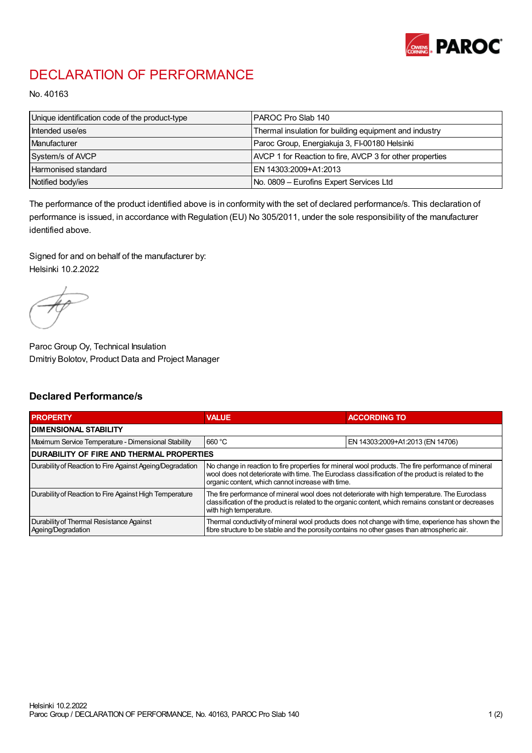# DECLARATION OF PERFORMANCE

No. 40163

| Unique identification code of the product-type | PAROC Pro Slab 140 |
|---|---|
| Intended use/es | Thermal insulation for building equipment and industry |
| Manufacturer | Paroc Group, Energiakuja 3, FI-00180 Helsinki |
| System/s of AVCP | AVCP 1 for Reaction to fire, AVCP 3 for other properties |
| Harmonised standard | EN 14303:2009+A1:2013 |
| Notified body/ies | No. 0809 – Eurofins Expert Services Ltd |

The performance of the product identified above is in conformity with the set of declared performance/s. This declaration of performance is issued, in accordance with Regulation (EU) No 305/2011, under the sole responsibility of the manufacturer identified above.

Signed for and on behalf of the manufacturer by:
Helsinki 10.2.2022

Paroc Group Oy, Technical Insulation
Dmitriy Bolotov, Product Data and Project Manager

## Declared Performance/s

| PROPERTY | VALUE | ACCORDING TO |
|---|---|---|
| **DIMENSIONAL STABILITY** | | |
| Maximum Service Temperature - Dimensional Stability | 660 °C | EN 14303:2009+A1:2013 (EN 14706) |
| **DURABILITY OF FIRE AND THERMAL PROPERTIES** | | |
| Durability of Reaction to Fire Against Ageing/Degradation | No change in reaction to fire properties for mineral wool products. The fire performance of mineral wool does not deteriorate with time. The Euroclass classification of the product is related to the organic content, which cannot increase with time. | |
| Durability of Reaction to Fire Against High Temperature | The fire performance of mineral wool does not deteriorate with high temperature. The Euroclass classification of the product is related to the organic content, which remains constant or decreases with high temperature. | |
| Durability of Thermal Resistance Against Ageing/Degradation | Thermal conductivity of mineral wool products does not change with time, experience has shown the fibre structure to be stable and the porosity contains no other gases than atmospheric air. | |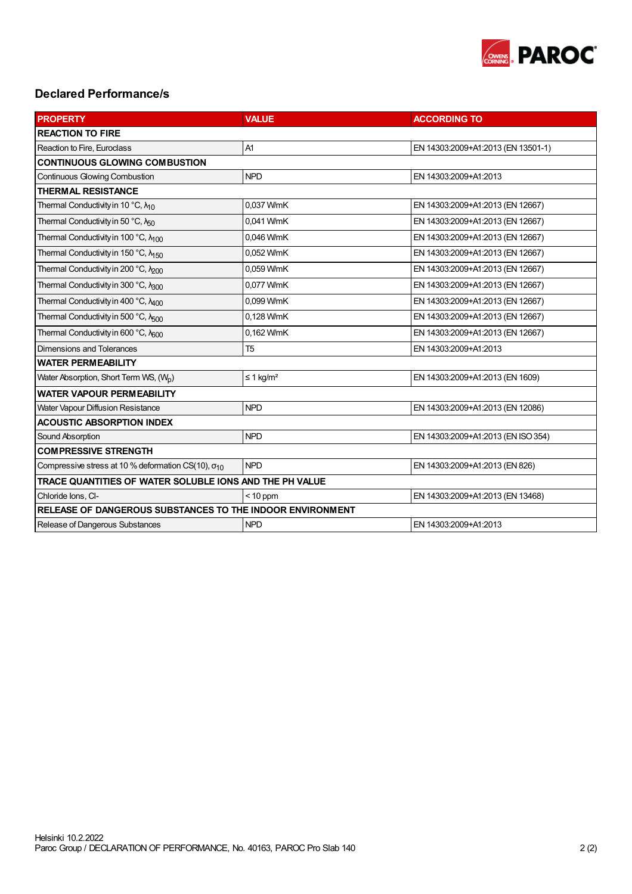## Declared Performance/s

| PROPERTY | VALUE | ACCORDING TO |
|---|---|---|
| **REACTION TO FIRE** | | |
| Reaction to Fire, Euroclass | A1 | EN 14303:2009+A1:2013 (EN 13501-1) |
| **CONTINUOUS GLOWING COMBUSTION** | | |
| Continuous Glowing Combustion | NPD | EN 14303:2009+A1:2013 |
| **THERMAL RESISTANCE** | | |
| Thermal Conductivity in 10 °C, $\lambda_{10}$ | 0,037 W/mK | EN 14303:2009+A1:2013 (EN 12667) |
| Thermal Conductivity in 50 °C, $\lambda_{50}$ | 0,041 W/mK | EN 14303:2009+A1:2013 (EN 12667) |
| Thermal Conductivity in 100 °C, $\lambda_{100}$ | 0,046 W/mK | EN 14303:2009+A1:2013 (EN 12667) |
| Thermal Conductivity in 150 °C, $\lambda_{150}$ | 0,052 W/mK | EN 14303:2009+A1:2013 (EN 12667) |
| Thermal Conductivity in 200 °C, $\lambda_{200}$ | 0,059 W/mK | EN 14303:2009+A1:2013 (EN 12667) |
| Thermal Conductivity in 300 °C, $\lambda_{300}$ | 0,077 W/mK | EN 14303:2009+A1:2013 (EN 12667) |
| Thermal Conductivity in 400 °C, $\lambda_{400}$ | 0,099 W/mK | EN 14303:2009+A1:2013 (EN 12667) |
| Thermal Conductivity in 500 °C, $\lambda_{500}$ | 0,128 W/mK | EN 14303:2009+A1:2013 (EN 12667) |
| Thermal Conductivity in 600 °C, $\lambda_{600}$ | 0,162 W/mK | EN 14303:2009+A1:2013 (EN 12667) |
| Dimensions and Tolerances | T5 | EN 14303:2009+A1:2013 |
| **WATER PERMEABILITY** | | |
| Water Absorption, Short Term WS, ($W_p$) | ≤ 1 kg/m² | EN 14303:2009+A1:2013 (EN 1609) |
| **WATER VAPOUR PERMEABILITY** | | |
| Water Vapour Diffusion Resistance | NPD | EN 14303:2009+A1:2013 (EN 12086) |
| **ACOUSTIC ABSORPTION INDEX** | | |
| Sound Absorption | NPD | EN 14303:2009+A1:2013 (EN ISO 354) |
| **COMPRESSIVE STRENGTH** | | |
| Compressive stress at 10 % deformation CS(10), $\sigma_{10}$ | NPD | EN 14303:2009+A1:2013 (EN 826) |
| **TRACE QUANTITIES OF WATER SOLUBLE IONS AND THE PH VALUE** | | |
| Chloride Ions, Cl- | < 10 ppm | EN 14303:2009+A1:2013 (EN 13468) |
| **RELEASE OF DANGEROUS SUBSTANCES TO THE INDOOR ENVIRONMENT** | | |
| Release of Dangerous Substances | NPD | EN 14303:2009+A1:2013 |

Helsinki 10.2.2022
Paroc Group / DECLARATION OF PERFORMANCE, No. 40163, PAROC Pro Slab 140